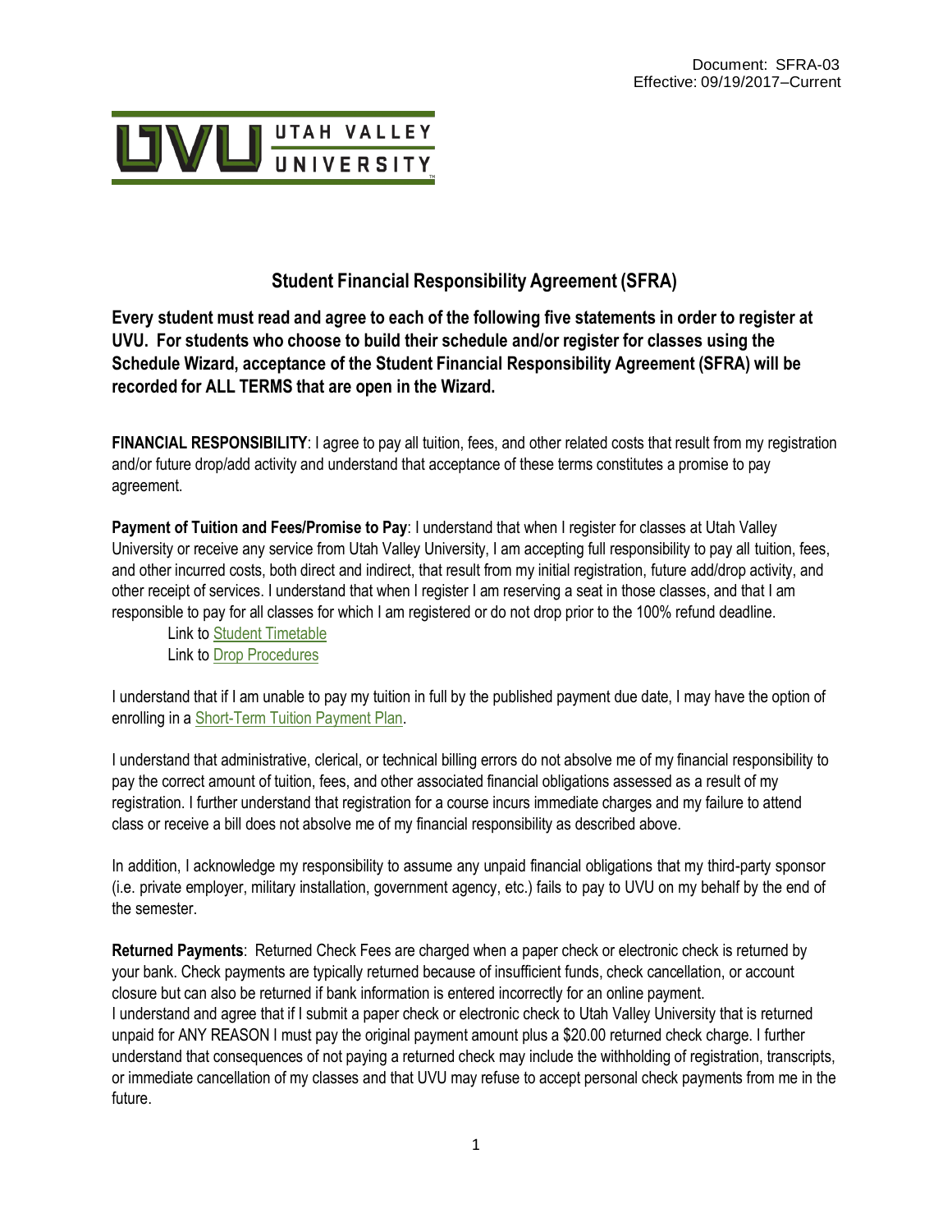Document: SFRA-03
Effective: 09/19/2017–Current

UTAH VALLEY UNIVERSITY

# Student Financial Responsibility Agreement (SFRA)

**Every student must read and agree to each of the following five statements in order to register at UVU. For students who choose to build their schedule and/or register for classes using the Schedule Wizard, acceptance of the Student Financial Responsibility Agreement (SFRA) will be recorded for ALL TERMS that are open in the Wizard.**

**FINANCIAL RESPONSIBILITY**: I agree to pay all tuition, fees, and other related costs that result from my registration and/or future drop/add activity and understand that acceptance of these terms constitutes a promise to pay agreement.

**Payment of Tuition and Fees/Promise to Pay**: I understand that when I register for classes at Utah Valley University or receive any service from Utah Valley University, I am accepting full responsibility to pay all tuition, fees, and other incurred costs, both direct and indirect, that result from my initial registration, future add/drop activity, and other receipt of services. I understand that when I register I am reserving a seat in those classes, and that I am responsible to pay for all classes for which I am registered or do not drop prior to the 100% refund deadline.

Link to Student Timetable
Link to Drop Procedures

I understand that if I am unable to pay my tuition in full by the published payment due date, I may have the option of enrolling in a Short-Term Tuition Payment Plan.

I understand that administrative, clerical, or technical billing errors do not absolve me of my financial responsibility to pay the correct amount of tuition, fees, and other associated financial obligations assessed as a result of my registration. I further understand that registration for a course incurs immediate charges and my failure to attend class or receive a bill does not absolve me of my financial responsibility as described above.

In addition, I acknowledge my responsibility to assume any unpaid financial obligations that my third-party sponsor (i.e. private employer, military installation, government agency, etc.) fails to pay to UVU on my behalf by the end of the semester.

**Returned Payments**: Returned Check Fees are charged when a paper check or electronic check is returned by your bank. Check payments are typically returned because of insufficient funds, check cancellation, or account closure but can also be returned if bank information is entered incorrectly for an online payment.
I understand and agree that if I submit a paper check or electronic check to Utah Valley University that is returned unpaid for ANY REASON I must pay the original payment amount plus a $20.00 returned check charge. I further understand that consequences of not paying a returned check may include the withholding of registration, transcripts, or immediate cancellation of my classes and that UVU may refuse to accept personal check payments from me in the future.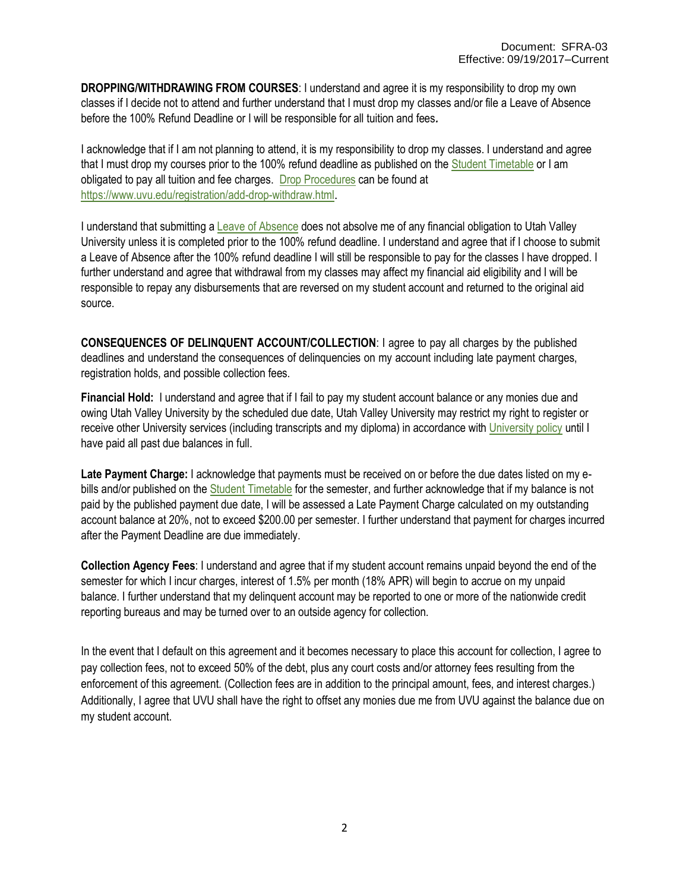**DROPPING/WITHDRAWING FROM COURSES**: I understand and agree it is my responsibility to drop my own classes if I decide not to attend and further understand that I must drop my classes and/or file a Leave of Absence before the 100% Refund Deadline or I will be responsible for all tuition and fees*.*

I acknowledge that if I am not planning to attend, it is my responsibility to drop my classes. I understand and agree that I must drop my courses prior to the 100% refund deadline as published on the Student Timetable or I am obligated to pay all tuition and fee charges. Drop Procedures can be found at https://www.uvu.edu/registration/add-drop-withdraw.html.

I understand that submitting a Leave of Absence does not absolve me of any financial obligation to Utah Valley University unless it is completed prior to the 100% refund deadline. I understand and agree that if I choose to submit a Leave of Absence after the 100% refund deadline I will still be responsible to pay for the classes I have dropped. I further understand and agree that withdrawal from my classes may affect my financial aid eligibility and I will be responsible to repay any disbursements that are reversed on my student account and returned to the original aid source.

**CONSEQUENCES OF DELINQUENT ACCOUNT/COLLECTION**: I agree to pay all charges by the published deadlines and understand the consequences of delinquencies on my account including late payment charges, registration holds, and possible collection fees.

**Financial Hold:** I understand and agree that if I fail to pay my student account balance or any monies due and owing Utah Valley University by the scheduled due date, Utah Valley University may restrict my right to register or receive other University services (including transcripts and my diploma) in accordance with University policy until I have paid all past due balances in full.

**Late Payment Charge:** I acknowledge that payments must be received on or before the due dates listed on my e-bills and/or published on the Student Timetable for the semester, and further acknowledge that if my balance is not paid by the published payment due date, I will be assessed a Late Payment Charge calculated on my outstanding account balance at 20%, not to exceed $200.00 per semester. I further understand that payment for charges incurred after the Payment Deadline are due immediately.

**Collection Agency Fees**: I understand and agree that if my student account remains unpaid beyond the end of the semester for which I incur charges, interest of 1.5% per month (18% APR) will begin to accrue on my unpaid balance. I further understand that my delinquent account may be reported to one or more of the nationwide credit reporting bureaus and may be turned over to an outside agency for collection.

In the event that I default on this agreement and it becomes necessary to place this account for collection, I agree to pay collection fees, not to exceed 50% of the debt, plus any court costs and/or attorney fees resulting from the enforcement of this agreement. (Collection fees are in addition to the principal amount, fees, and interest charges.) Additionally, I agree that UVU shall have the right to offset any monies due me from UVU against the balance due on my student account.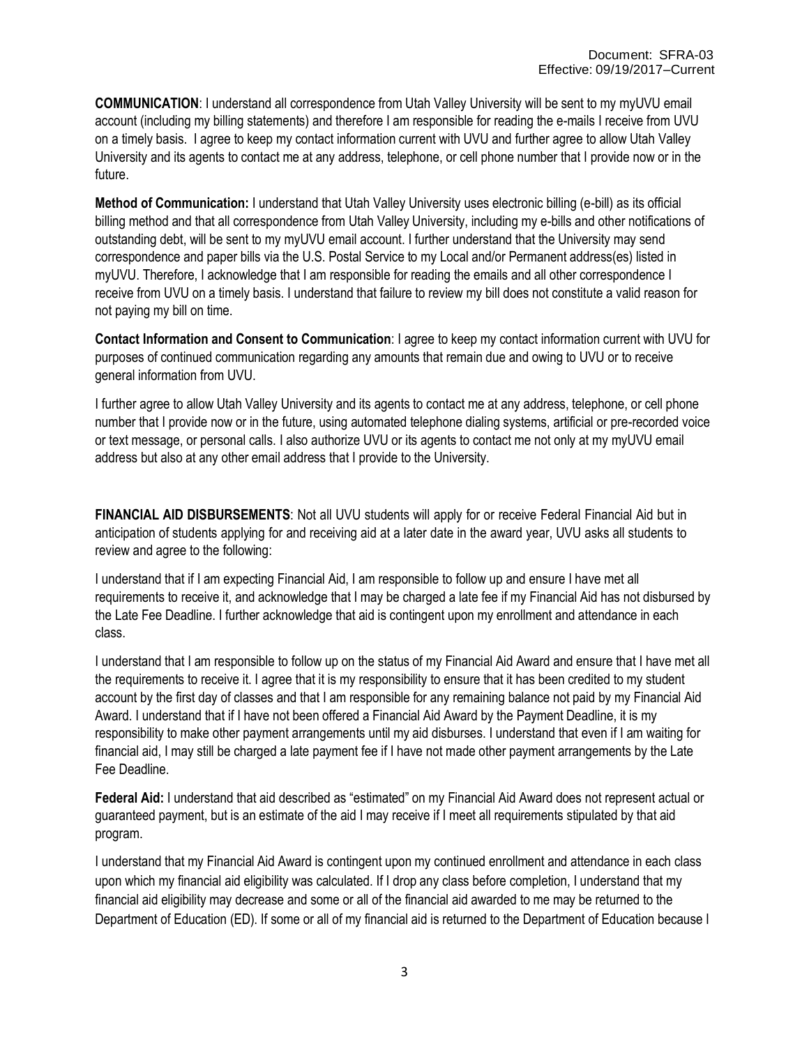**COMMUNICATION**: I understand all correspondence from Utah Valley University will be sent to my myUVU email account (including my billing statements) and therefore I am responsible for reading the e-mails I receive from UVU on a timely basis. I agree to keep my contact information current with UVU and further agree to allow Utah Valley University and its agents to contact me at any address, telephone, or cell phone number that I provide now or in the future.

**Method of Communication:** I understand that Utah Valley University uses electronic billing (e-bill) as its official billing method and that all correspondence from Utah Valley University, including my e-bills and other notifications of outstanding debt, will be sent to my myUVU email account. I further understand that the University may send correspondence and paper bills via the U.S. Postal Service to my Local and/or Permanent address(es) listed in myUVU. Therefore, I acknowledge that I am responsible for reading the emails and all other correspondence I receive from UVU on a timely basis. I understand that failure to review my bill does not constitute a valid reason for not paying my bill on time.

**Contact Information and Consent to Communication**: I agree to keep my contact information current with UVU for purposes of continued communication regarding any amounts that remain due and owing to UVU or to receive general information from UVU.

I further agree to allow Utah Valley University and its agents to contact me at any address, telephone, or cell phone number that I provide now or in the future, using automated telephone dialing systems, artificial or pre-recorded voice or text message, or personal calls. I also authorize UVU or its agents to contact me not only at my myUVU email address but also at any other email address that I provide to the University.

**FINANCIAL AID DISBURSEMENTS**: Not all UVU students will apply for or receive Federal Financial Aid but in anticipation of students applying for and receiving aid at a later date in the award year, UVU asks all students to review and agree to the following:

I understand that if I am expecting Financial Aid, I am responsible to follow up and ensure I have met all requirements to receive it, and acknowledge that I may be charged a late fee if my Financial Aid has not disbursed by the Late Fee Deadline. I further acknowledge that aid is contingent upon my enrollment and attendance in each class.

I understand that I am responsible to follow up on the status of my Financial Aid Award and ensure that I have met all the requirements to receive it. I agree that it is my responsibility to ensure that it has been credited to my student account by the first day of classes and that I am responsible for any remaining balance not paid by my Financial Aid Award. I understand that if I have not been offered a Financial Aid Award by the Payment Deadline, it is my responsibility to make other payment arrangements until my aid disburses. I understand that even if I am waiting for financial aid, I may still be charged a late payment fee if I have not made other payment arrangements by the Late Fee Deadline.

**Federal Aid:** I understand that aid described as "estimated" on my Financial Aid Award does not represent actual or guaranteed payment, but is an estimate of the aid I may receive if I meet all requirements stipulated by that aid program.

I understand that my Financial Aid Award is contingent upon my continued enrollment and attendance in each class upon which my financial aid eligibility was calculated. If I drop any class before completion, I understand that my financial aid eligibility may decrease and some or all of the financial aid awarded to me may be returned to the Department of Education (ED). If some or all of my financial aid is returned to the Department of Education because I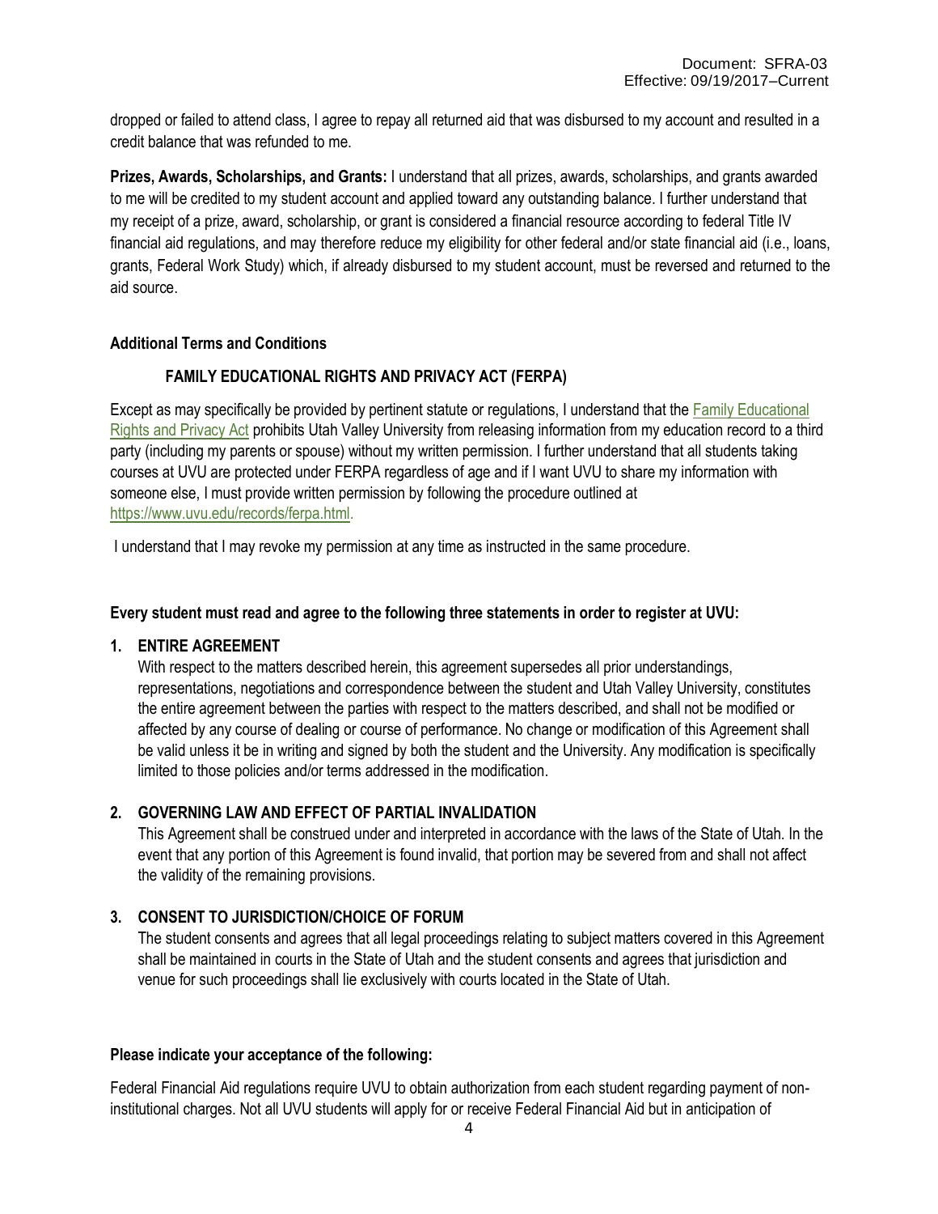dropped or failed to attend class, I agree to repay all returned aid that was disbursed to my account and resulted in a credit balance that was refunded to me.

**Prizes, Awards, Scholarships, and Grants:** I understand that all prizes, awards, scholarships, and grants awarded to me will be credited to my student account and applied toward any outstanding balance. I further understand that my receipt of a prize, award, scholarship, or grant is considered a financial resource according to federal Title IV financial aid regulations, and may therefore reduce my eligibility for other federal and/or state financial aid (i.e., loans, grants, Federal Work Study) which, if already disbursed to my student account, must be reversed and returned to the aid source.

### Additional Terms and Conditions

#### FAMILY EDUCATIONAL RIGHTS AND PRIVACY ACT (FERPA)

Except as may specifically be provided by pertinent statute or regulations, I understand that the [Family Educational Rights and Privacy Act] prohibits Utah Valley University from releasing information from my education record to a third party (including my parents or spouse) without my written permission. I further understand that all students taking courses at UVU are protected under FERPA regardless of age and if I want UVU to share my information with someone else, I must provide written permission by following the procedure outlined at https://www.uvu.edu/records/ferpa.html.

I understand that I may revoke my permission at any time as instructed in the same procedure.

**Every student must read and agree to the following three statements in order to register at UVU:**

1. **ENTIRE AGREEMENT**
   With respect to the matters described herein, this agreement supersedes all prior understandings, representations, negotiations and correspondence between the student and Utah Valley University, constitutes the entire agreement between the parties with respect to the matters described, and shall not be modified or affected by any course of dealing or course of performance. No change or modification of this Agreement shall be valid unless it be in writing and signed by both the student and the University. Any modification is specifically limited to those policies and/or terms addressed in the modification.

2. **GOVERNING LAW AND EFFECT OF PARTIAL INVALIDATION**
   This Agreement shall be construed under and interpreted in accordance with the laws of the State of Utah. In the event that any portion of this Agreement is found invalid, that portion may be severed from and shall not affect the validity of the remaining provisions.

3. **CONSENT TO JURISDICTION/CHOICE OF FORUM**
   The student consents and agrees that all legal proceedings relating to subject matters covered in this Agreement shall be maintained in courts in the State of Utah and the student consents and agrees that jurisdiction and venue for such proceedings shall lie exclusively with courts located in the State of Utah.

**Please indicate your acceptance of the following:**

Federal Financial Aid regulations require UVU to obtain authorization from each student regarding payment of non-institutional charges. Not all UVU students will apply for or receive Federal Financial Aid but in anticipation of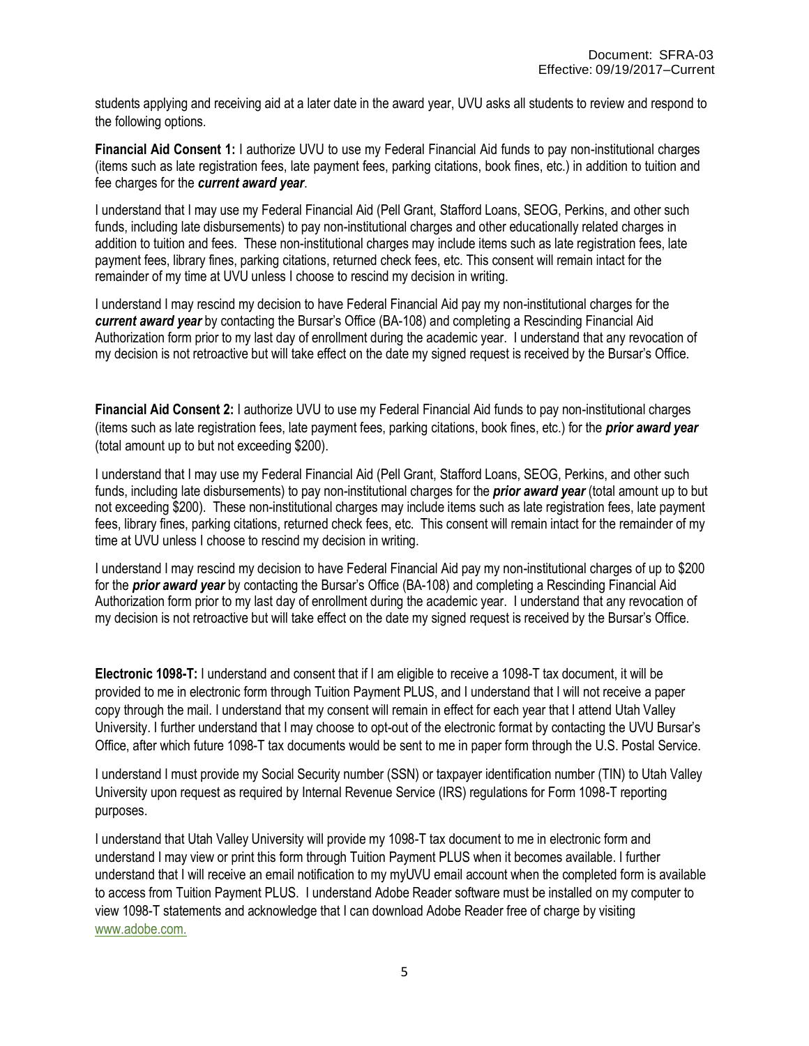students applying and receiving aid at a later date in the award year, UVU asks all students to review and respond to the following options.

**Financial Aid Consent 1:** I authorize UVU to use my Federal Financial Aid funds to pay non-institutional charges (items such as late registration fees, late payment fees, parking citations, book fines, etc.) in addition to tuition and fee charges for the ***current award year***.

I understand that I may use my Federal Financial Aid (Pell Grant, Stafford Loans, SEOG, Perkins, and other such funds, including late disbursements) to pay non-institutional charges and other educationally related charges in addition to tuition and fees. These non-institutional charges may include items such as late registration fees, late payment fees, library fines, parking citations, returned check fees, etc. This consent will remain intact for the remainder of my time at UVU unless I choose to rescind my decision in writing.

I understand I may rescind my decision to have Federal Financial Aid pay my non-institutional charges for the ***current award year*** by contacting the Bursar's Office (BA-108) and completing a Rescinding Financial Aid Authorization form prior to my last day of enrollment during the academic year. I understand that any revocation of my decision is not retroactive but will take effect on the date my signed request is received by the Bursar's Office.

**Financial Aid Consent 2:** I authorize UVU to use my Federal Financial Aid funds to pay non-institutional charges (items such as late registration fees, late payment fees, parking citations, book fines, etc.) for the ***prior award year*** (total amount up to but not exceeding $200).

I understand that I may use my Federal Financial Aid (Pell Grant, Stafford Loans, SEOG, Perkins, and other such funds, including late disbursements) to pay non-institutional charges for the ***prior award year*** (total amount up to but not exceeding $200). These non-institutional charges may include items such as late registration fees, late payment fees, library fines, parking citations, returned check fees, etc. This consent will remain intact for the remainder of my time at UVU unless I choose to rescind my decision in writing.

I understand I may rescind my decision to have Federal Financial Aid pay my non-institutional charges of up to $200 for the ***prior award year*** by contacting the Bursar's Office (BA-108) and completing a Rescinding Financial Aid Authorization form prior to my last day of enrollment during the academic year. I understand that any revocation of my decision is not retroactive but will take effect on the date my signed request is received by the Bursar's Office.

**Electronic 1098-T:** I understand and consent that if I am eligible to receive a 1098-T tax document, it will be provided to me in electronic form through Tuition Payment PLUS, and I understand that I will not receive a paper copy through the mail. I understand that my consent will remain in effect for each year that I attend Utah Valley University. I further understand that I may choose to opt-out of the electronic format by contacting the UVU Bursar's Office, after which future 1098-T tax documents would be sent to me in paper form through the U.S. Postal Service.

I understand I must provide my Social Security number (SSN) or taxpayer identification number (TIN) to Utah Valley University upon request as required by Internal Revenue Service (IRS) regulations for Form 1098-T reporting purposes.

I understand that Utah Valley University will provide my 1098-T tax document to me in electronic form and understand I may view or print this form through Tuition Payment PLUS when it becomes available. I further understand that I will receive an email notification to my myUVU email account when the completed form is available to access from Tuition Payment PLUS. I understand Adobe Reader software must be installed on my computer to view 1098-T statements and acknowledge that I can download Adobe Reader free of charge by visiting www.adobe.com.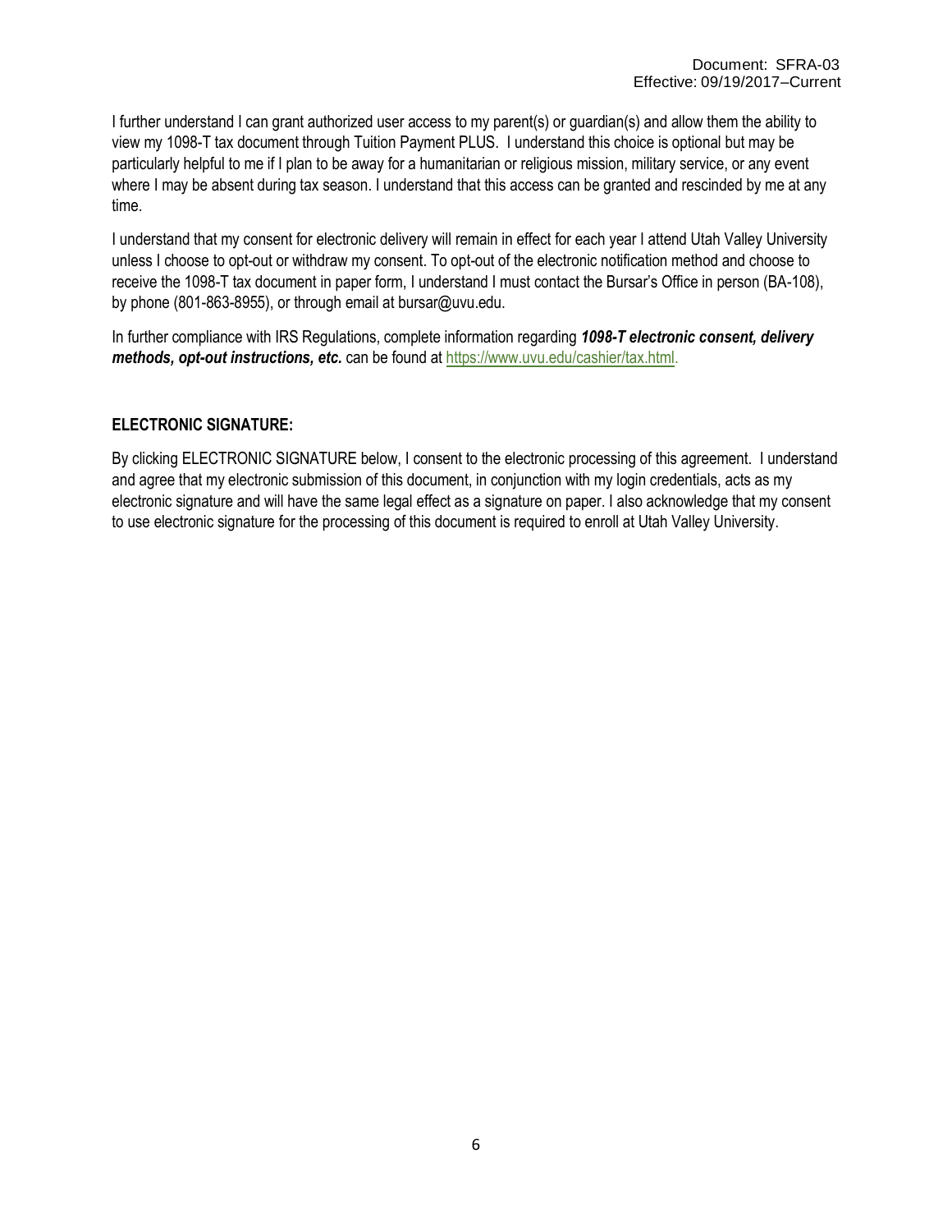I further understand I can grant authorized user access to my parent(s) or guardian(s) and allow them the ability to view my 1098-T tax document through Tuition Payment PLUS. I understand this choice is optional but may be particularly helpful to me if I plan to be away for a humanitarian or religious mission, military service, or any event where I may be absent during tax season. I understand that this access can be granted and rescinded by me at any time.

I understand that my consent for electronic delivery will remain in effect for each year I attend Utah Valley University unless I choose to opt-out or withdraw my consent. To opt-out of the electronic notification method and choose to receive the 1098-T tax document in paper form, I understand I must contact the Bursar's Office in person (BA-108), by phone (801-863-8955), or through email at bursar@uvu.edu.

In further compliance with IRS Regulations, complete information regarding ***1098-T electronic consent, delivery methods, opt-out instructions, etc.*** can be found at https://www.uvu.edu/cashier/tax.html.

**ELECTRONIC SIGNATURE:**

By clicking ELECTRONIC SIGNATURE below, I consent to the electronic processing of this agreement. I understand and agree that my electronic submission of this document, in conjunction with my login credentials, acts as my electronic signature and will have the same legal effect as a signature on paper. I also acknowledge that my consent to use electronic signature for the processing of this document is required to enroll at Utah Valley University.